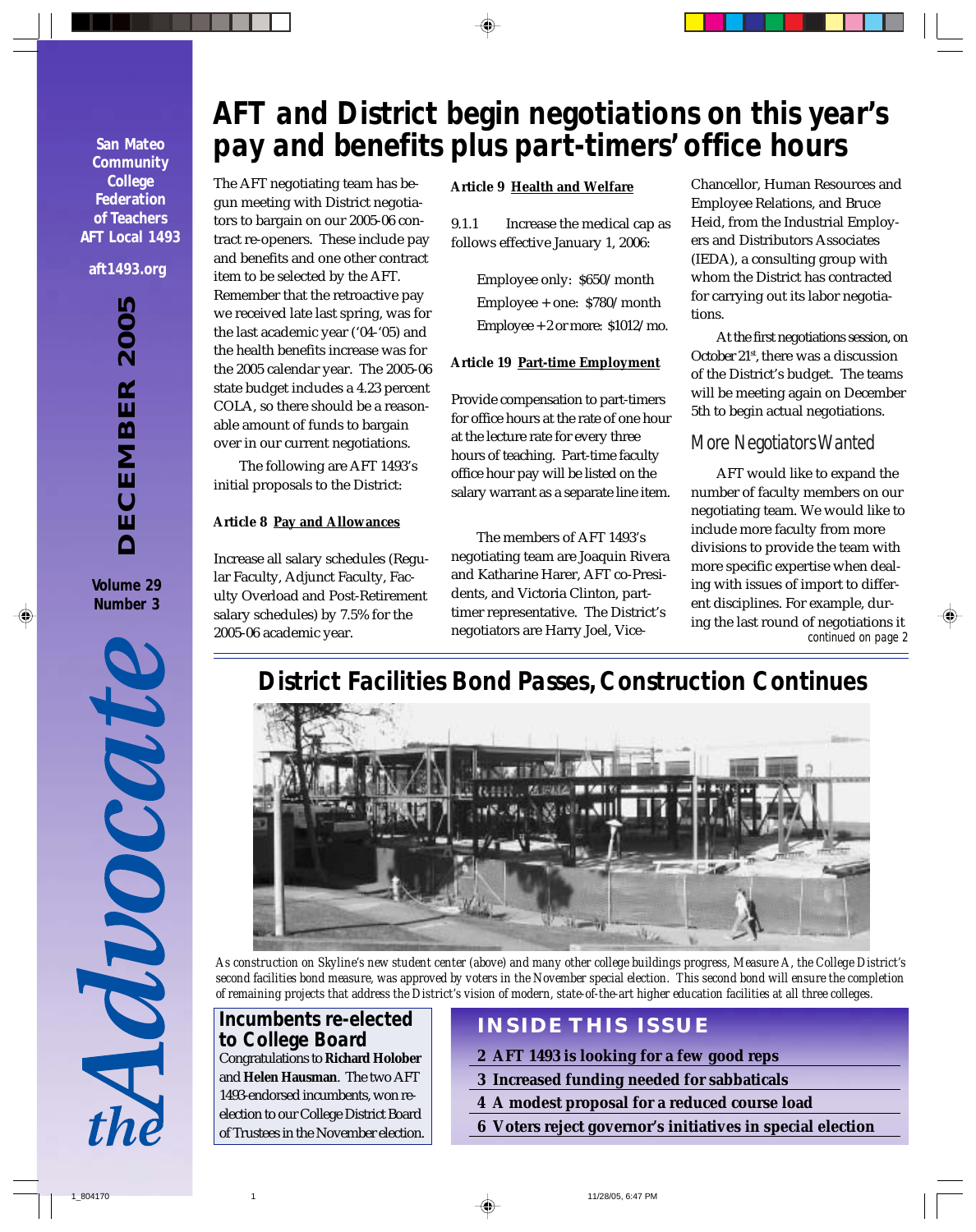San Mateo Community College Federation of Teachers AFT Local 1493

aft1493.org

DECEMBER 2005

Volume 29 Number 3

*the Advocate*

# AFT and District begin negotiations on this year's pay and benefits plus part-timers' office hours

The AFT negotiating team has begun meeting with District negotiators to bargain on our 2005-06 contract re-openers. These include pay and benefits and one other contract item to be selected by the AFT. Remember that the retroactive pay we received late last spring, was for the last academic year ('04-'05) and the health benefits increase was for the 2005 calendar year. The 2005-06 state budget includes a 4.23 percent COLA, so there should be a reasonable amount of funds to bargain over in our current negotiations.

The following are AFT 1493's initial proposals to the District:

**Article 8 Pay and Allowances**

Increase all salary schedules (Regular Faculty, Adjunct Faculty, Faculty Overload and Post-Retirement salary schedules) by 7.5% for the 2005-06 academic year.

**Article 9 Health and Welfare**

9.1.1 Increase the medical cap as follows effective January 1, 2006:

Employee only: $650/month
Employee + one: $780/month
Employee + 2 or more: $1012/mo.

**Article 19 Part-time Employment**

Provide compensation to part-timers for office hours at the rate of one hour at the lecture rate for every three hours of teaching. Part-time faculty office hour pay will be listed on the salary warrant as a separate line item.

The members of AFT 1493's negotiating team are Joaquin Rivera and Katharine Harer, AFT co-Presidents, and Victoria Clinton, part-timer representative. The District's negotiators are Harry Joel, Vice-Chancellor, Human Resources and Employee Relations, and Bruce Heid, from the Industrial Employers and Distributors Associates (IEDA), a consulting group with whom the District has contracted for carrying out its labor negotiations.

At the first negotiations session, on October 21st, there was a discussion of the District's budget. The teams will be meeting again on December 5th to begin actual negotiations.

### More Negotiators Wanted

AFT would like to expand the number of faculty members on our negotiating team. We would like to include more faculty from more divisions to provide the team with more specific expertise when dealing with issues of import to different disciplines. For example, during the last round of negotiations it

*continued on page 2*

## District Facilities Bond Passes, Construction Continues

*As construction on Skyline's new student center (above) and many other college buildings progress, Measure A, the College District's second facilities bond measure, was approved by voters in the November special election. This second bond will ensure the completion of remaining projects that address the District's vision of modern, state-of-the-art higher education facilities at all three colleges.*

### Incumbents re-elected to College Board

Congratulations to **Richard Holober** and **Helen Hausman**. The two AFT 1493-endorsed incumbents, won re-election to our College District Board of Trustees in the November election.

### INSIDE THIS ISSUE

- **2 AFT 1493 is looking for a few good reps**
- **3 Increased funding needed for sabbaticals**
- **4 A modest proposal for a reduced course load**
- **6 Voters reject governor's initiatives in special election**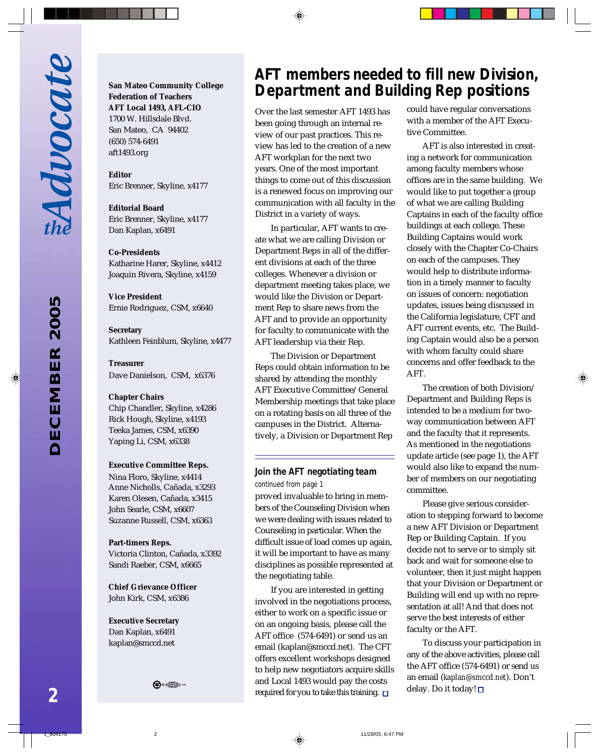**San Mateo Community College Federation of Teachers**
**AFT Local 1493, AFL-CIO**
1700 W. Hillsdale Blvd.
San Mateo, CA 94402
(650) 574-6491
aft1493.org

**Editor**
Eric Brenner, Skyline, x4177

**Editorial Board**
Eric Brenner, Skyline, x4177
Dan Kaplan, x6491

**Co-Presidents**
Katharine Harer, Skyline, x4412
Joaquin Rivera, Skyline, x4159

**Vice President**
Ernie Rodriguez, CSM, x6640

**Secretary**
Kathleen Feinblum, Skyline, x4477

**Treasurer**
Dave Danielson, CSM, x6376

**Chapter Chairs**
Chip Chandler, Skyline, x4286
Rick Hough, Skyline, x4193
Teeka James, CSM, x6390
Yaping Li, CSM, x6338

**Executive Committee Reps.**
Nina Floro, Skyline, x4414
Anne Nicholls, Cañada, x3293
Karen Olesen, Cañada, x3415
John Searle, CSM, x6607
Suzanne Russell, CSM, x6363

**Part-timers Reps.**
Victoria Clinton, Cañada, x3392
Sandi Raeber, CSM, x6665

**Chief Grievance Officer**
John Kirk, CSM, x6386

**Executive Secretary**
Dan Kaplan, x6491
kaplan@smccd.net

# AFT members needed to fill new Division, Department and Building Rep positions

Over the last semester AFT 1493 has been going through an internal review of our past practices. This review has led to the creation of a new AFT workplan for the next two years. One of the most important things to come out of this discussion is a renewed focus on improving our communication with all faculty in the District in a variety of ways.

In particular, AFT wants to create what we are calling Division or Department Reps in all of the different divisions at each of the three colleges. Whenever a division or department meeting takes place, we would like the Division or Department Rep to share news from the AFT and to provide an opportunity for faculty to communicate with the AFT leadership via their Rep.

The Division or Department Reps could obtain information to be shared by attending the monthly AFT Executive Committee/General Membership meetings that take place on a rotating basis on all three of the campuses in the District. Alternatively, a Division or Department Rep could have regular conversations with a member of the AFT Executive Committee.

AFT is also interested in creating a network for communication among faculty members whose offices are in the same building. We would like to put together a group of what we are calling Building Captains in each of the faculty office buildings at each college. These Building Captains would work closely with the Chapter Co-Chairs on each of the campuses. They would help to distribute information in a timely manner to faculty on issues of concern: negotiation updates, issues being discussed in the California legislature, CFT and AFT current events, etc. The Building Captain would also be a person with whom faculty could share concerns and offer feedback to the AFT.

The creation of both Division/Department and Building Reps is intended to be a medium for two-way communication between AFT and the faculty that it represents. As mentioned in the negotiations update article (see page 1), the AFT would also like to expand the number of members on our negotiating committee.

Please give serious consideration to stepping forward to become a new AFT Division or Department Rep or Building Captain. If you decide not to serve or to simply sit back and wait for someone else to volunteer, then it just might happen that your Division or Department or Building will end up with no representation at all! And that does not serve the best interests of either faculty or the AFT.

To discuss your participation in any of the above activities, please call the AFT office (574-6491) or send us an email (*kaplan@smccd.net*). Don't delay. Do it today! □

### Join the AFT negotiating team

*continued from page 1*

proved invaluable to bring in members of the Counseling Division when we were dealing with issues related to Counseling in particular. When the difficult issue of load comes up again, it will be important to have as many disciplines as possible represented at the negotiating table.

If you are interested in getting involved in the negotiations process, either to work on a specific issue or on an ongoing basis, please call the AFT office (574-6491) or send us an email (kaplan@smccd.net). The CFT offers excellent workshops designed to help new negotiators acquire skills and Local 1493 would pay the costs required for you to take this training. □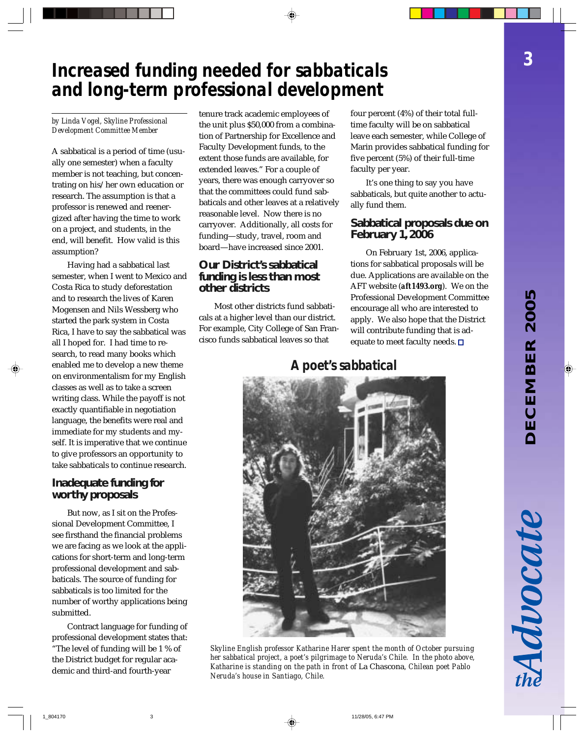# Increased funding needed for sabbaticals and long-term professional development

*by Linda Vogel, Skyline Professional Development Committee Member*

A sabbatical is a period of time (usually one semester) when a faculty member is not teaching, but concentrating on his/her own education or research. The assumption is that a professor is renewed and reenergized after having the time to work on a project, and students, in the end, will benefit. How valid is this assumption?

Having had a sabbatical last semester, when I went to Mexico and Costa Rica to study deforestation and to research the lives of Karen Mogensen and Nils Wessberg who started the park system in Costa Rica, I have to say the sabbatical was all I hoped for. I had time to research, to read many books which enabled me to develop a new theme on environmentalism for my English classes as well as to take a screen writing class. While the payoff is not exactly quantifiable in negotiation language, the benefits were real and immediate for my students and myself. It is imperative that we continue to give professors an opportunity to take sabbaticals to continue research.

## Inadequate funding for worthy proposals

But now, as I sit on the Professional Development Committee, I see firsthand the financial problems we are facing as we look at the applications for short-term and long-term professional development and sabbaticals. The source of funding for sabbaticals is too limited for the number of worthy applications being submitted.

Contract language for funding of professional development states that: "The level of funding will be 1% of the District budget for regular academic and third-and fourth-year tenure track academic employees of the unit plus $50,000 from a combination of Partnership for Excellence and Faculty Development funds, to the extent those funds are available, for extended leaves." For a couple of years, there was enough carryover so that the committees could fund sabbaticals and other leaves at a relatively reasonable level. Now there is no carryover. Additionally, all costs for funding—study, travel, room and board—have increased since 2001.

## Our District's sabbatical funding is less than most other districts

Most other districts fund sabbaticals at a higher level than our district. For example, City College of San Francisco funds sabbatical leaves so that four percent (4%) of their total full-time faculty will be on sabbatical leave each semester, while College of Marin provides sabbatical funding for five percent (5%) of their full-time faculty per year.

It's one thing to say you have sabbaticals, but quite another to actually fund them.

## Sabbatical proposals due on February 1, 2006

On February 1st, 2006, applications for sabbatical proposals will be due. Applications are available on the AFT website (**aft1493.org**). We on the Professional Development Committee encourage all who are interested to apply. We also hope that the District will contribute funding that is adequate to meet faculty needs. □

# A poet's sabbatical

*Skyline English professor Katharine Harer spent the month of October pursuing her sabbatical project, a poet's pilgrimage to Neruda's Chile. In the photo above, Katharine is standing on the path in front of* La Chascona, *Chilean poet Pablo Neruda's house in Santiago, Chile.*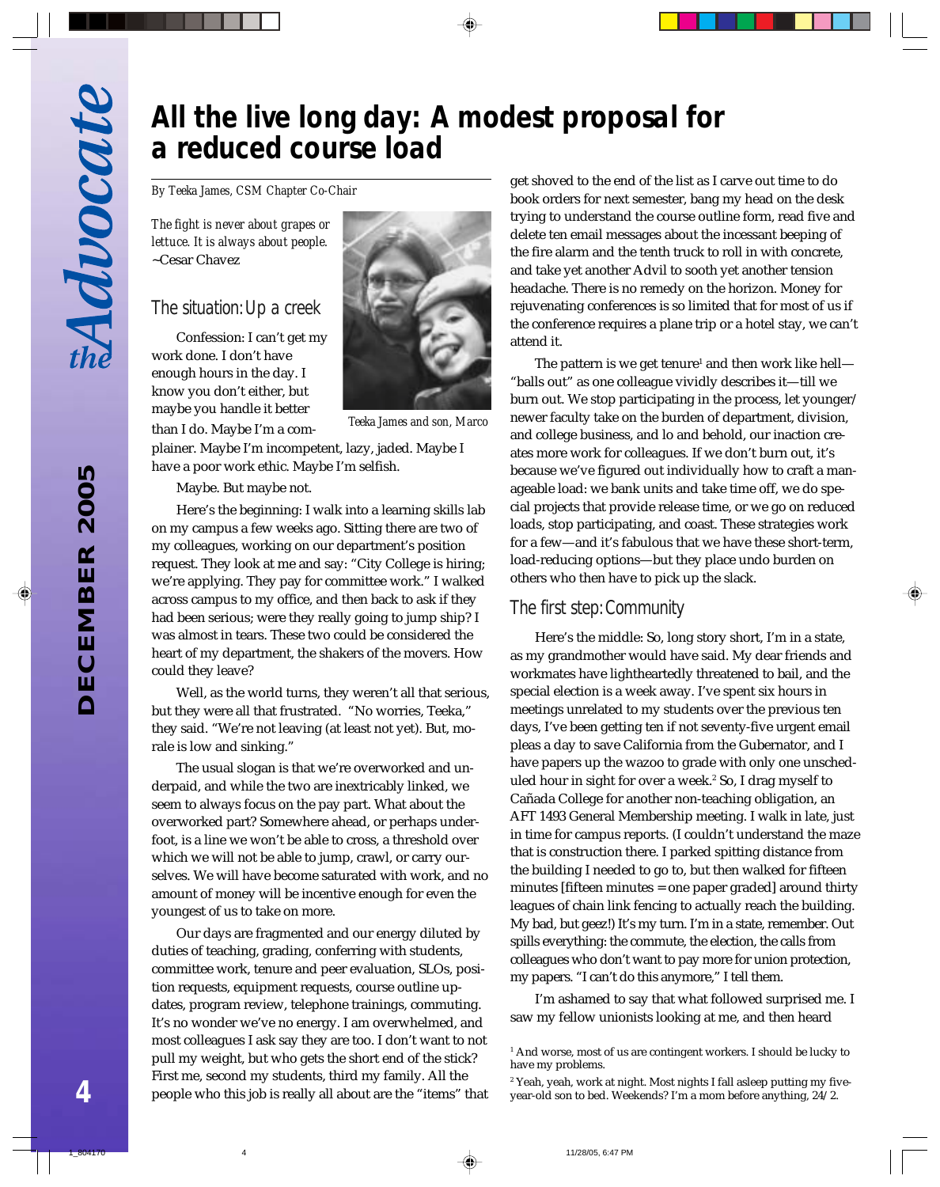# All the live long day: A modest proposal for a reduced course load

*By Teeka James, CSM Chapter Co-Chair*

*The fight is never about grapes or lettuce. It is always about people.*
~Cesar Chavez

*Teeka James and son, Marco*

## The situation: Up a creek

Confession: I can't get my work done. I don't have enough hours in the day. I know you don't either, but maybe you handle it better than I do. Maybe I'm a complainer. Maybe I'm incompetent, lazy, jaded. Maybe I have a poor work ethic. Maybe I'm selfish.

Maybe. But maybe not.

Here's the beginning: I walk into a learning skills lab on my campus a few weeks ago. Sitting there are two of my colleagues, working on our department's position request. They look at me and say: "City College is hiring; we're applying. They pay for committee work." I walked across campus to my office, and then back to ask if they had been serious; were they really going to jump ship? I was almost in tears. These two could be considered the heart of my department, the shakers of the movers. How could they leave?

Well, as the world turns, they weren't all that serious, but they were all that frustrated. "No worries, Teeka," they said. "We're not leaving (at least not yet). But, morale is low and sinking."

The usual slogan is that we're overworked and underpaid, and while the two are inextricably linked, we seem to always focus on the pay part. What about the overworked part? Somewhere ahead, or perhaps underfoot, is a line we won't be able to cross, a threshold over which we will not be able to jump, crawl, or carry ourselves. We will have become saturated with work, and no amount of money will be incentive enough for even the youngest of us to take on more.

Our days are fragmented and our energy diluted by duties of teaching, grading, conferring with students, committee work, tenure and peer evaluation, SLOs, position requests, equipment requests, course outline updates, program review, telephone trainings, commuting. It's no wonder we've no energy. I am overwhelmed, and most colleagues I ask say they are too. I don't want to not pull my weight, but who gets the short end of the stick? First me, second my students, third my family. All the people who this job is really all about are the "items" that get shoved to the end of the list as I carve out time to do book orders for next semester, bang my head on the desk trying to understand the course outline form, read five and delete ten email messages about the incessant beeping of the fire alarm and the tenth truck to roll in with concrete, and take yet another Advil to sooth yet another tension headache. There is no remedy on the horizon. Money for rejuvenating conferences is so limited that for most of us if the conference requires a plane trip or a hotel stay, we can't attend it.

The pattern is we get tenure[1] and then work like hell—"balls out" as one colleague vividly describes it—till we burn out. We stop participating in the process, let younger/newer faculty take on the burden of department, division, and college business, and lo and behold, our inaction creates more work for colleagues. If we don't burn out, it's because we've figured out individually how to craft a manageable load: we bank units and take time off, we do special projects that provide release time, or we go on reduced loads, stop participating, and coast. These strategies work for a few—and it's fabulous that we have these short-term, load-reducing options—but they place undo burden on others who then have to pick up the slack.

## The first step: Community

Here's the middle: So, long story short, I'm in a state, as my grandmother would have said. My dear friends and workmates have lightheartedly threatened to bail, and the special election is a week away. I've spent six hours in meetings unrelated to my students over the previous ten days, I've been getting ten if not seventy-five urgent email pleas a day to save California from the Gubernator, and I have papers up the wazoo to grade with only one unscheduled hour in sight for over a week.[2] So, I drag myself to Cañada College for another non-teaching obligation, an AFT 1493 General Membership meeting. I walk in late, just in time for campus reports. (I couldn't understand the maze that is construction there. I parked spitting distance from the building I needed to go to, but then walked for fifteen minutes [fifteen minutes = one paper graded] around thirty leagues of chain link fencing to actually reach the building. My bad, but geez!) It's my turn. I'm in a state, remember. Out spills everything: the commute, the election, the calls from colleagues who don't want to pay more for union protection, my papers. "I can't do this anymore," I tell them.

I'm ashamed to say that what followed surprised me. I saw my fellow unionists looking at me, and then heard

---

[1] And worse, most of us are contingent workers. I should be lucky to have my problems.

[2] Yeah, yeah, work at night. Most nights I fall asleep putting my five-year-old son to bed. Weekends? I'm a mom before anything, 24/2.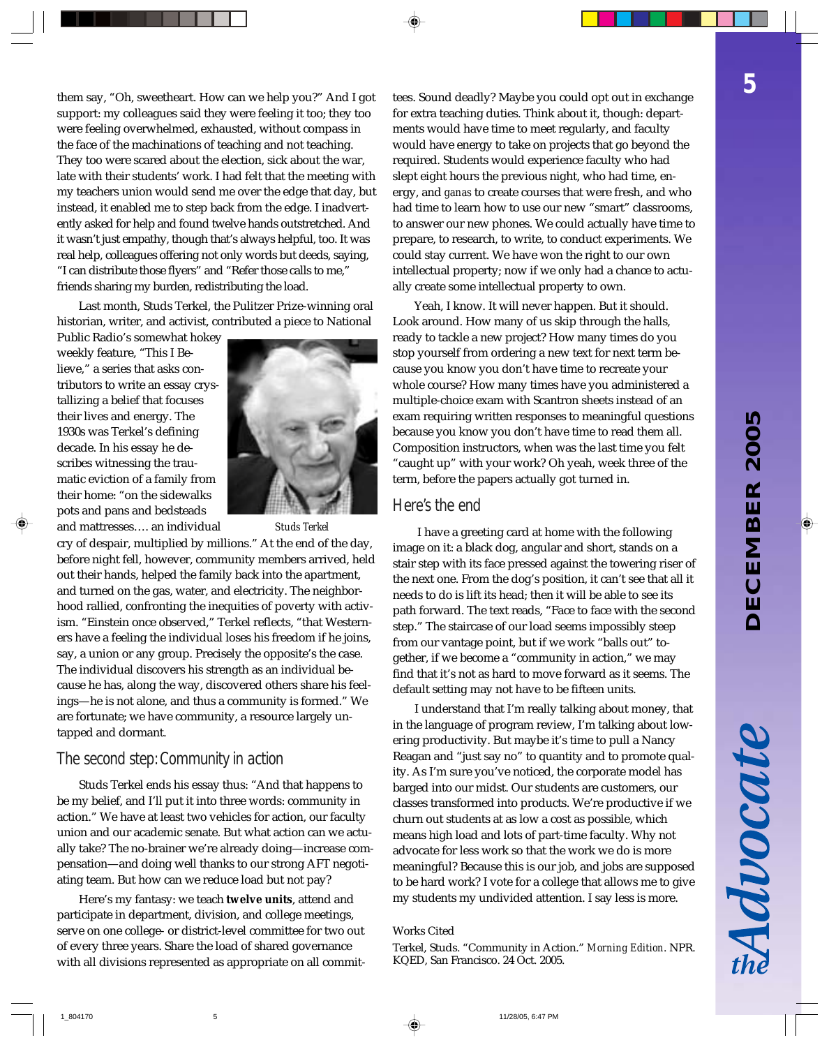them say, "Oh, sweetheart. How can we help you?" And I got support: my colleagues said they were feeling it too; they too were feeling overwhelmed, exhausted, without compass in the face of the machinations of teaching and not teaching. They too were scared about the election, sick about the war, late with their students' work. I had felt that the meeting with my teachers union would send me over the edge that day, but instead, it enabled me to step back from the edge. I inadvertently asked for help and found twelve hands outstretched. And it wasn't just empathy, though that's always helpful, too. It was real help, colleagues offering not only words but deeds, saying, "I can distribute those flyers" and "Refer those calls to me," friends sharing my burden, redistributing the load.

Last month, Studs Terkel, the Pulitzer Prize-winning oral historian, writer, and activist, contributed a piece to National Public Radio's somewhat hokey weekly feature, "This I Believe," a series that asks contributors to write an essay crystallizing a belief that focuses their lives and energy. The 1930s was Terkel's defining decade. In his essay he describes witnessing the traumatic eviction of a family from their home: "on the sidewalks pots and pans and bedsteads and mattresses…. an individual cry of despair, multiplied by millions." At the end of the day, before night fell, however, community members arrived, held out their hands, helped the family back into the apartment, and turned on the gas, water, and electricity. The neighborhood rallied, confronting the inequities of poverty with activism. "Einstein once observed," Terkel reflects, "that Westerners have a feeling the individual loses his freedom if he joins, say, a union or any group. Precisely the opposite's the case. The individual discovers his strength as an individual because he has, along the way, discovered others share his feelings—he is not alone, and thus a community is formed." We are fortunate; we have community, a resource largely untapped and dormant.

*Studs Terkel*

## The second step: Community in action

Studs Terkel ends his essay thus: "And that happens to be my belief, and I'll put it into three words: community in action." We have at least two vehicles for action, our faculty union and our academic senate. But what action can we actually take? The no-brainer we're already doing—increase compensation—and doing well thanks to our strong AFT negotiating team. But how can we reduce load but not pay?

Here's my fantasy: we teach **twelve units**, attend and participate in department, division, and college meetings, serve on one college- or district-level committee for two out of every three years. Share the load of shared governance with all divisions represented as appropriate on all committees. Sound deadly? Maybe you could opt out in exchange for extra teaching duties. Think about it, though: departments would have time to meet regularly, and faculty would have energy to take on projects that go beyond the required. Students would experience faculty who had slept eight hours the previous night, who had time, energy, and *ganas* to create courses that were fresh, and who had time to learn how to use our new "smart" classrooms, to answer our new phones. We could actually have time to prepare, to research, to write, to conduct experiments. We could stay current. We have won the right to our own intellectual property; now if we only had a chance to actually create some intellectual property to own.

Yeah, I know. It will never happen. But it should. Look around. How many of us skip through the halls, ready to tackle a new project? How many times do you stop yourself from ordering a new text for next term because you know you don't have time to recreate your whole course? How many times have you administered a multiple-choice exam with Scantron sheets instead of an exam requiring written responses to meaningful questions because you know you don't have time to read them all. Composition instructors, when was the last time you felt "caught up" with your work? Oh yeah, week three of the term, before the papers actually got turned in.

## Here's the end

I have a greeting card at home with the following image on it: a black dog, angular and short, stands on a stair step with its face pressed against the towering riser of the next one. From the dog's position, it can't see that all it needs to do is lift its head; then it will be able to see its path forward. The text reads, "Face to face with the second step." The staircase of our load seems impossibly steep from our vantage point, but if we work "balls out" together, if we become a "community in action," we may find that it's not as hard to move forward as it seems. The default setting may not have to be fifteen units.

I understand that I'm really talking about money, that in the language of program review, I'm talking about lowering productivity. But maybe it's time to pull a Nancy Reagan and "just say no" to quantity and to promote quality. As I'm sure you've noticed, the corporate model has barged into our midst. Our students are customers, our classes transformed into products. We're productive if we churn out students at as low a cost as possible, which means high load and lots of part-time faculty. Why not advocate for less work so that the work we do is more meaningful? Because this is our job, and jobs are supposed to be hard work? I vote for a college that allows me to give my students my undivided attention. I say less is more.

Works Cited

Terkel, Studs. "Community in Action." *Morning Edition*. NPR. KQED, San Francisco. 24 Oct. 2005.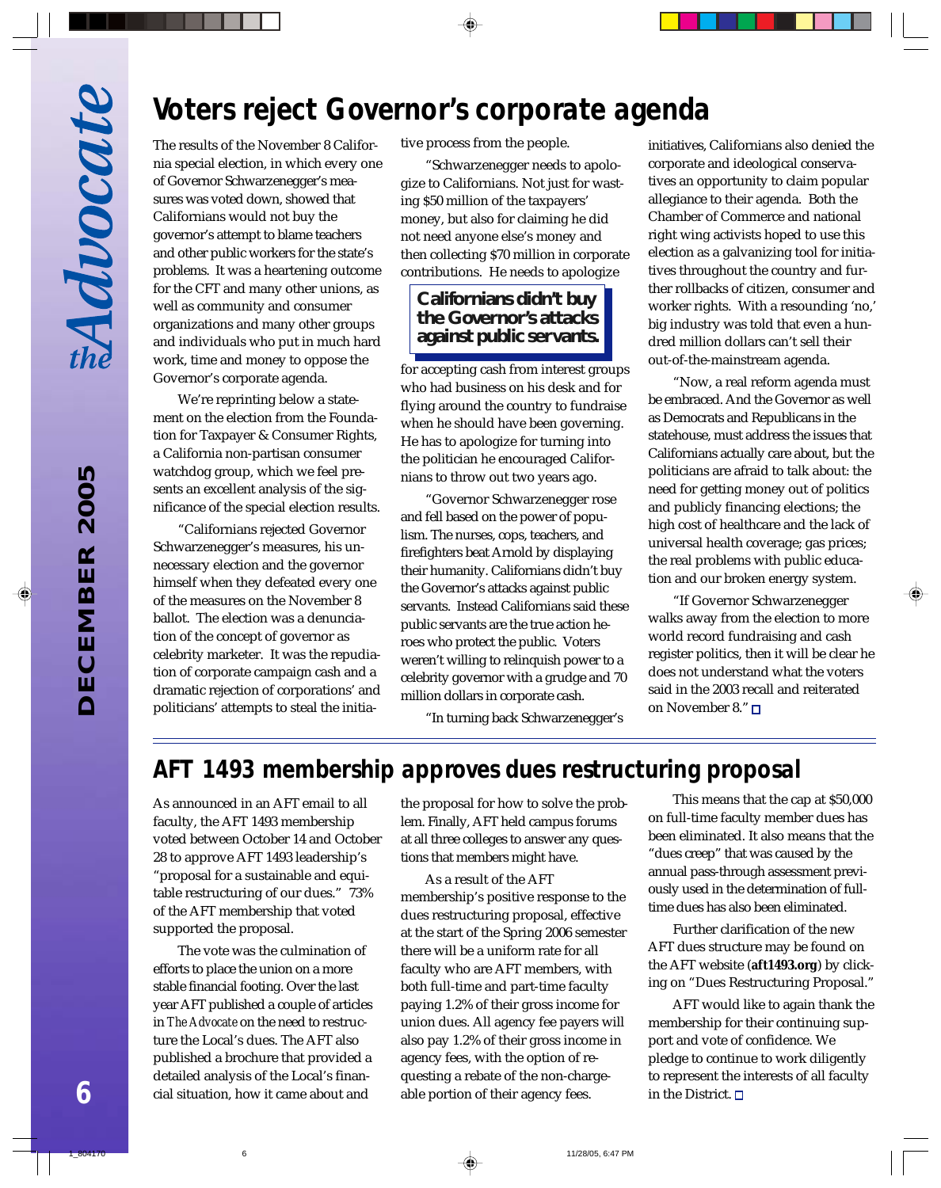# Voters reject Governor's corporate agenda

The results of the November 8 California special election, in which every one of Governor Schwarzenegger's measures was voted down, showed that Californians would not buy the governor's attempt to blame teachers and other public workers for the state's problems. It was a heartening outcome for the CFT and many other unions, as well as community and consumer organizations and many other groups and individuals who put in much hard work, time and money to oppose the Governor's corporate agenda.

We're reprinting below a statement on the election from the Foundation for Taxpayer & Consumer Rights, a California non-partisan consumer watchdog group, which we feel presents an excellent analysis of the significance of the special election results.

"Californians rejected Governor Schwarzenegger's measures, his unnecessary election and the governor himself when they defeated every one of the measures on the November 8 ballot. The election was a denunciation of the concept of governor as celebrity marketer. It was the repudiation of corporate campaign cash and a dramatic rejection of corporations' and politicians' attempts to steal the initiative process from the people.

"Schwarzenegger needs to apologize to Californians. Not just for wasting $50 million of the taxpayers' money, but also for claiming he did not need anyone else's money and then collecting $70 million in corporate contributions. He needs to apologize for accepting cash from interest groups who had business on his desk and for flying around the country to fundraise when he should have been governing. He has to apologize for turning into the politician he encouraged Californians to throw out two years ago.

> **Californians didn't buy the Governor's attacks against public servants.**

"Governor Schwarzenegger rose and fell based on the power of populism. The nurses, cops, teachers, and firefighters beat Arnold by displaying their humanity. Californians didn't buy the Governor's attacks against public servants. Instead Californians said these public servants are the true action heroes who protect the public. Voters weren't willing to relinquish power to a celebrity governor with a grudge and 70 million dollars in corporate cash.

"In turning back Schwarzenegger's initiatives, Californians also denied the corporate and ideological conservatives an opportunity to claim popular allegiance to their agenda. Both the Chamber of Commerce and national right wing activists hoped to use this election as a galvanizing tool for initiatives throughout the country and further rollbacks of citizen, consumer and worker rights. With a resounding 'no,' big industry was told that even a hundred million dollars can't sell their out-of-the-mainstream agenda.

"Now, a real reform agenda must be embraced. And the Governor as well as Democrats and Republicans in the statehouse, must address the issues that Californians actually care about, but the politicians are afraid to talk about: the need for getting money out of politics and publicly financing elections; the high cost of healthcare and the lack of universal health coverage; gas prices; the real problems with public education and our broken energy system.

"If Governor Schwarzenegger walks away from the election to more world record fundraising and cash register politics, then it will be clear he does not understand what the voters said in the 2003 recall and reiterated on November 8." □

# AFT 1493 membership approves dues restructuring proposal

As announced in an AFT email to all faculty, the AFT 1493 membership voted between October 14 and October 28 to approve AFT 1493 leadership's "proposal for a sustainable and equitable restructuring of our dues." 73% of the AFT membership that voted supported the proposal.

The vote was the culmination of efforts to place the union on a more stable financial footing. Over the last year AFT published a couple of articles in *The Advocate* on the need to restructure the Local's dues. The AFT also published a brochure that provided a detailed analysis of the Local's financial situation, how it came about and the proposal for how to solve the problem. Finally, AFT held campus forums at all three colleges to answer any questions that members might have.

As a result of the AFT membership's positive response to the dues restructuring proposal, effective at the start of the Spring 2006 semester there will be a uniform rate for all faculty who are AFT members, with both full-time and part-time faculty paying 1.2% of their gross income for union dues. All agency fee payers will also pay 1.2% of their gross income in agency fees, with the option of requesting a rebate of the non-chargeable portion of their agency fees.

This means that the cap at $50,000 on full-time faculty member dues has been eliminated. It also means that the "dues creep" that was caused by the annual pass-through assessment previously used in the determination of full-time dues has also been eliminated.

Further clarification of the new AFT dues structure may be found on the AFT website (**aft1493.org**) by clicking on "Dues Restructuring Proposal."

AFT would like to again thank the membership for their continuing support and vote of confidence. We pledge to continue to work diligently to represent the interests of all faculty in the District. □